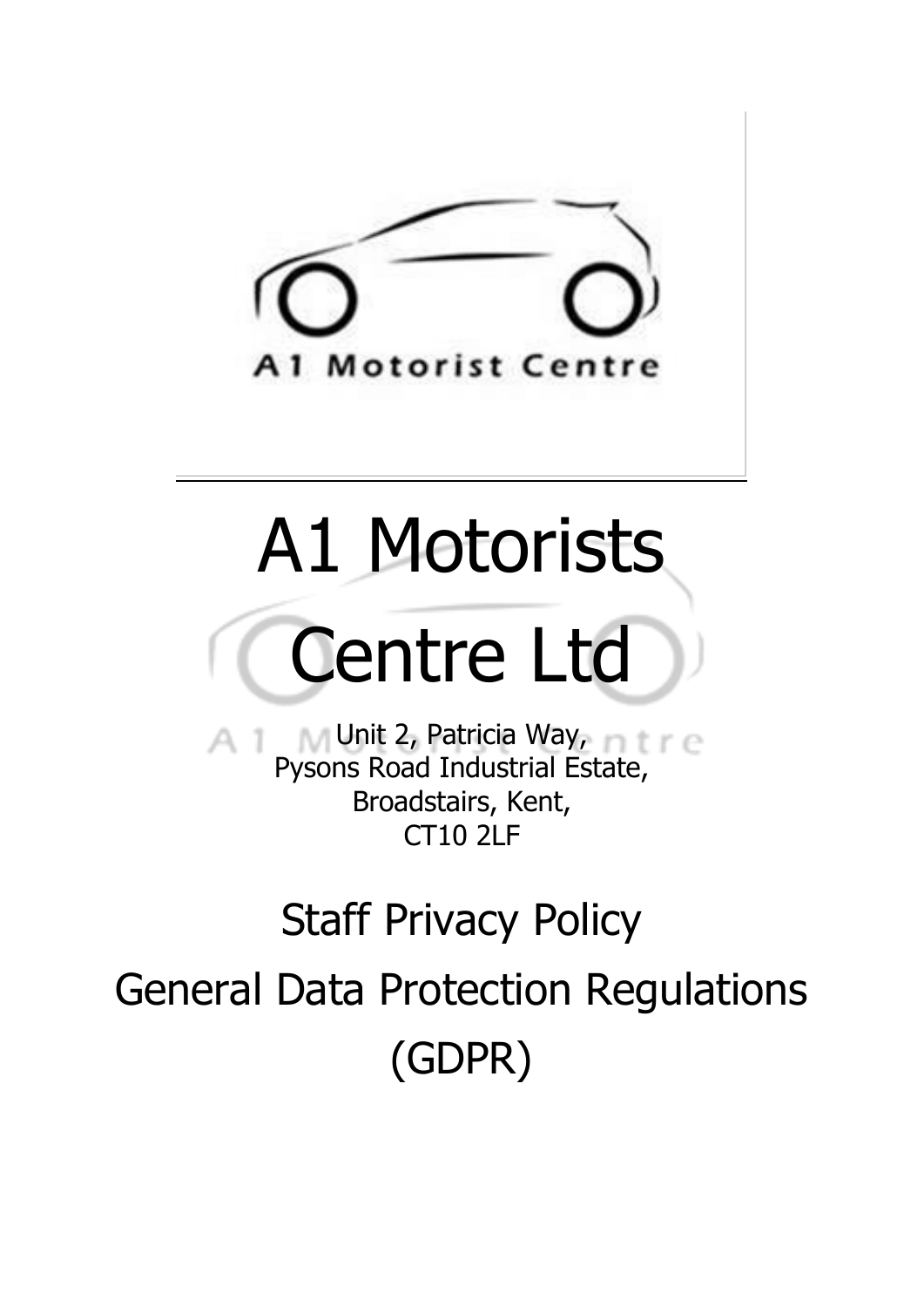# A1 Motorists Centre Ltd

Unit 2, Patricia Way,
Pysons Road Industrial Estate,
Broadstairs, Kent,
CT10 2LF

## Staff Privacy Policy

## General Data Protection Regulations (GDPR)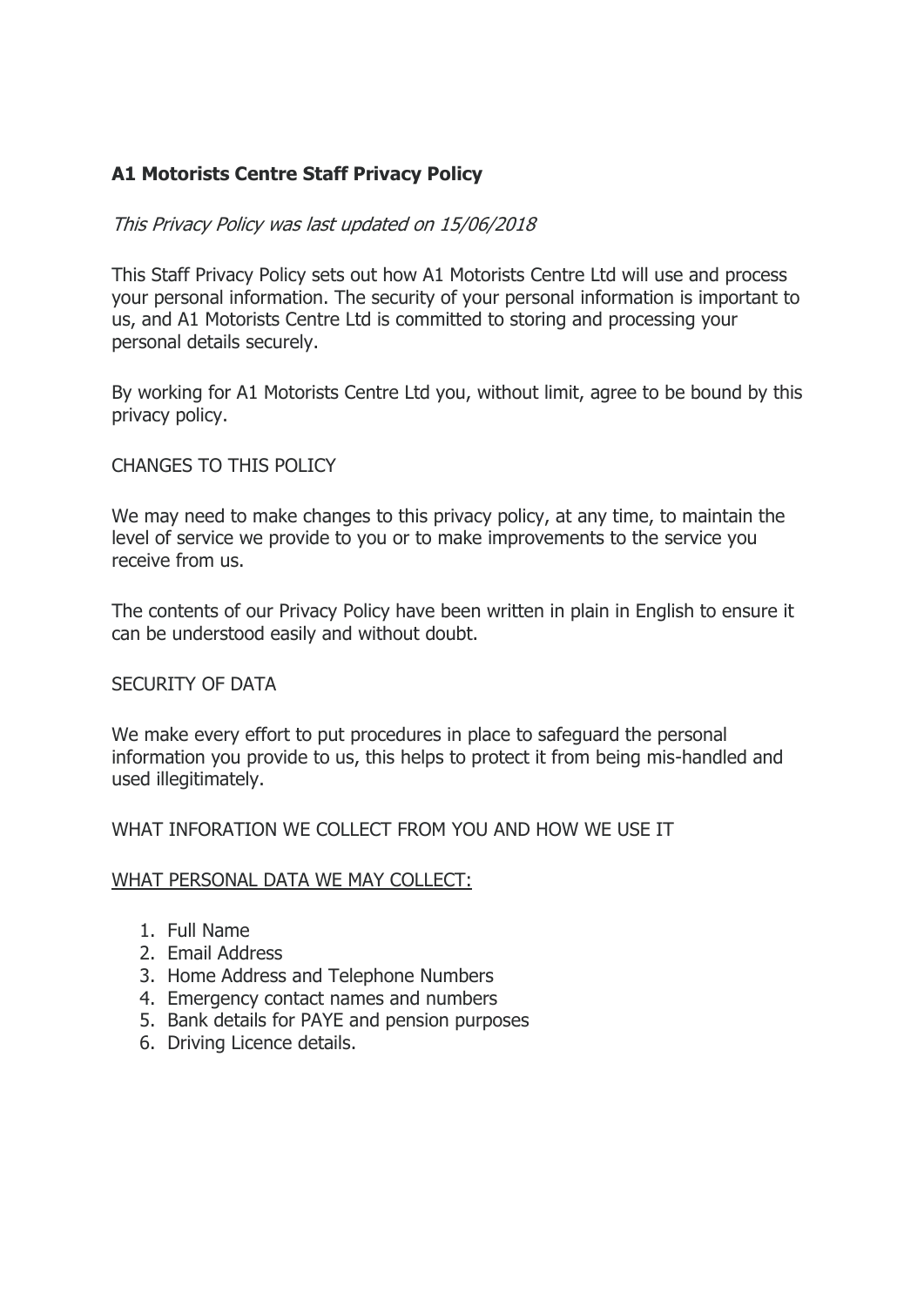**A1 Motorists Centre Staff Privacy Policy**

*This Privacy Policy was last updated on 15/06/2018*

This Staff Privacy Policy sets out how A1 Motorists Centre Ltd will use and process your personal information. The security of your personal information is important to us, and A1 Motorists Centre Ltd is committed to storing and processing your personal details securely.

By working for A1 Motorists Centre Ltd you, without limit, agree to be bound by this privacy policy.

CHANGES TO THIS POLICY

We may need to make changes to this privacy policy, at any time, to maintain the level of service we provide to you or to make improvements to the service you receive from us.

The contents of our Privacy Policy have been written in plain in English to ensure it can be understood easily and without doubt.

SECURITY OF DATA

We make every effort to put procedures in place to safeguard the personal information you provide to us, this helps to protect it from being mis-handled and used illegitimately.

WHAT INFORATION WE COLLECT FROM YOU AND HOW WE USE IT

<u>WHAT PERSONAL DATA WE MAY COLLECT:</u>

1. Full Name
2. Email Address
3. Home Address and Telephone Numbers
4. Emergency contact names and numbers
5. Bank details for PAYE and pension purposes
6. Driving Licence details.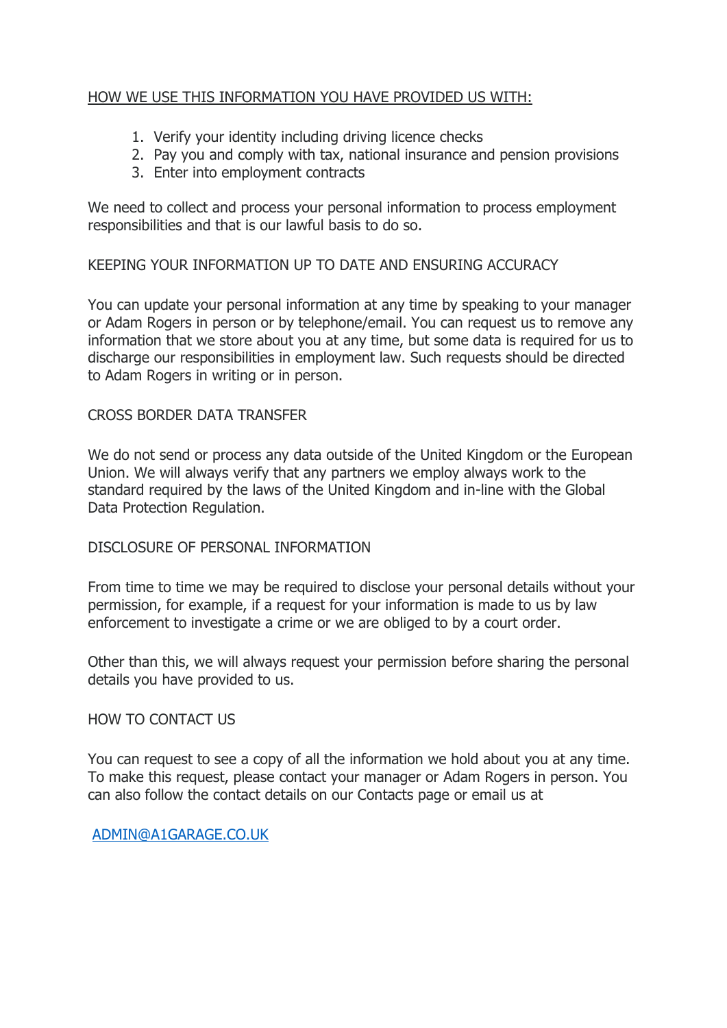## HOW WE USE THIS INFORMATION YOU HAVE PROVIDED US WITH:

1. Verify your identity including driving licence checks
2. Pay you and comply with tax, national insurance and pension provisions
3. Enter into employment contracts

We need to collect and process your personal information to process employment responsibilities and that is our lawful basis to do so.

## KEEPING YOUR INFORMATION UP TO DATE AND ENSURING ACCURACY

You can update your personal information at any time by speaking to your manager or Adam Rogers in person or by telephone/email. You can request us to remove any information that we store about you at any time, but some data is required for us to discharge our responsibilities in employment law. Such requests should be directed to Adam Rogers in writing or in person.

## CROSS BORDER DATA TRANSFER

We do not send or process any data outside of the United Kingdom or the European Union. We will always verify that any partners we employ always work to the standard required by the laws of the United Kingdom and in-line with the Global Data Protection Regulation.

## DISCLOSURE OF PERSONAL INFORMATION

From time to time we may be required to disclose your personal details without your permission, for example, if a request for your information is made to us by law enforcement to investigate a crime or we are obliged to by a court order.

Other than this, we will always request your permission before sharing the personal details you have provided to us.

## HOW TO CONTACT US

You can request to see a copy of all the information we hold about you at any time. To make this request, please contact your manager or Adam Rogers in person. You can also follow the contact details on our Contacts page or email us at

ADMIN@A1GARAGE.CO.UK